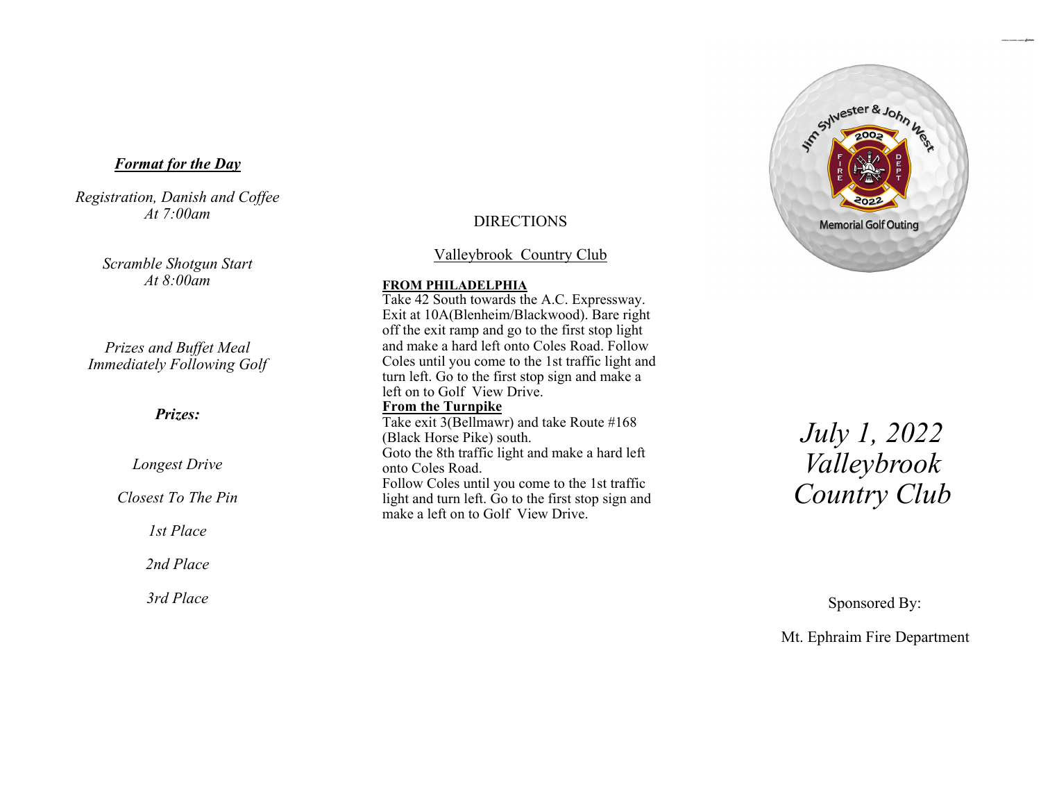***Format for the Day***

*Registration, Danish and Coffee*
*At 7:00am*

*Scramble Shotgun Start*
*At 8:00am*

*Prizes and Buffet Meal*
*Immediately Following Golf*

***Prizes:***

*Longest Drive*

*Closest To The Pin*

*1st Place*

*2nd Place*

*3rd Place*

DIRECTIONS

Valleybrook Country Club

**FROM PHILADELPHIA**

Take 42 South towards the A.C. Expressway. Exit at 10A(Blenheim/Blackwood). Bare right off the exit ramp and go to the first stop light and make a hard left onto Coles Road. Follow Coles until you come to the 1st traffic light and turn left. Go to the first stop sign and make a left on to Golf View Drive.

**From the Turnpike**

Take exit 3(Bellmawr) and take Route #168 (Black Horse Pike) south.
Goto the 8th traffic light and make a hard left onto Coles Road.
Follow Coles until you come to the 1st traffic light and turn left. Go to the first stop sign and make a left on to Golf View Drive.

Jim Sylvester & John West
2002 FIRE DEPT 2022
Memorial Golf Outing

*July 1, 2022*
*Valleybrook*
*Country Club*

Sponsored By:

Mt. Ephraim Fire Department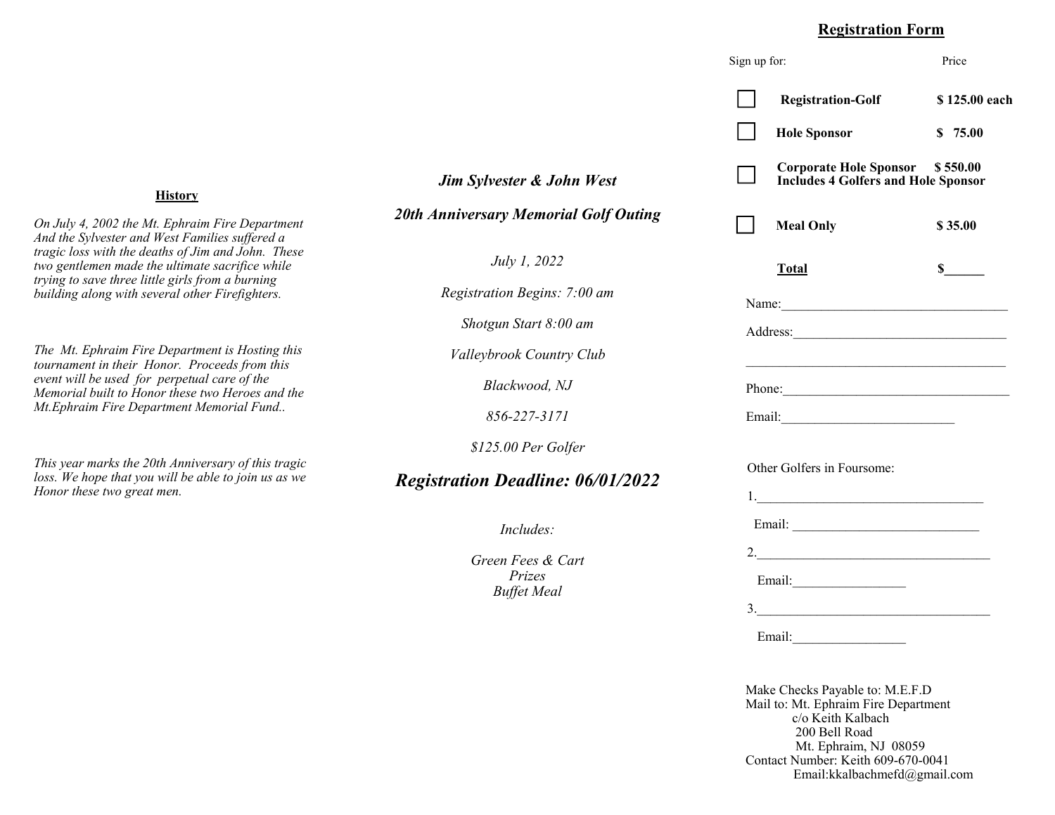## History

*On July 4, 2002 the Mt. Ephraim Fire Department And the Sylvester and West Families suffered a tragic loss with the deaths of Jim and John. These two gentlemen made the ultimate sacrifice while trying to save three little girls from a burning building along with several other Firefighters.*

*The Mt. Ephraim Fire Department is Hosting this tournament in their Honor. Proceeds from this event will be used for perpetual care of the Memorial built to Honor these two Heroes and the Mt.Ephraim Fire Department Memorial Fund..*

*This year marks the 20th Anniversary of this tragic loss. We hope that you will be able to join us as we Honor these two great men.*

## *Jim Sylvester & John West*

## *20th Anniversary Memorial Golf Outing*

*July 1, 2022*

*Registration Begins: 7:00 am*

*Shotgun Start 8:00 am*

*Valleybrook Country Club*

*Blackwood, NJ*

*856-227-3171*

*$125.00 Per Golfer*

## *Registration Deadline: 06/01/2022*

*Includes:*

*Green Fees & Cart*
*Prizes*
*Buffet Meal*

## Registration Form

| Sign up for: | | Price |
|---|---|---|
| ☐ | **Registration-Golf** | **$ 125.00 each** |
| ☐ | **Hole Sponsor** | **$ 75.00** |
| ☐ | **Corporate Hole Sponsor**<br>**Includes 4 Golfers and Hole Sponsor** | **$ 550.00** |
| ☐ | **Meal Only** | **$ 35.00** |
| | **Total** | **$______** |

Name:__________________________________

Address:________________________________

________________________________________

Phone:__________________________________

Email:__________________________

Other Golfers in Foursome:

1.____________________________________

Email: ____________________________

2.____________________________________

Email:_________________

3.____________________________________

Email:_________________

Make Checks Payable to: M.E.F.D
Mail to: Mt. Ephraim Fire Department
c/o Keith Kalbach
200 Bell Road
Mt. Ephraim, NJ 08059
Contact Number: Keith 609-670-0041
Email:kkalbachmefd@gmail.com